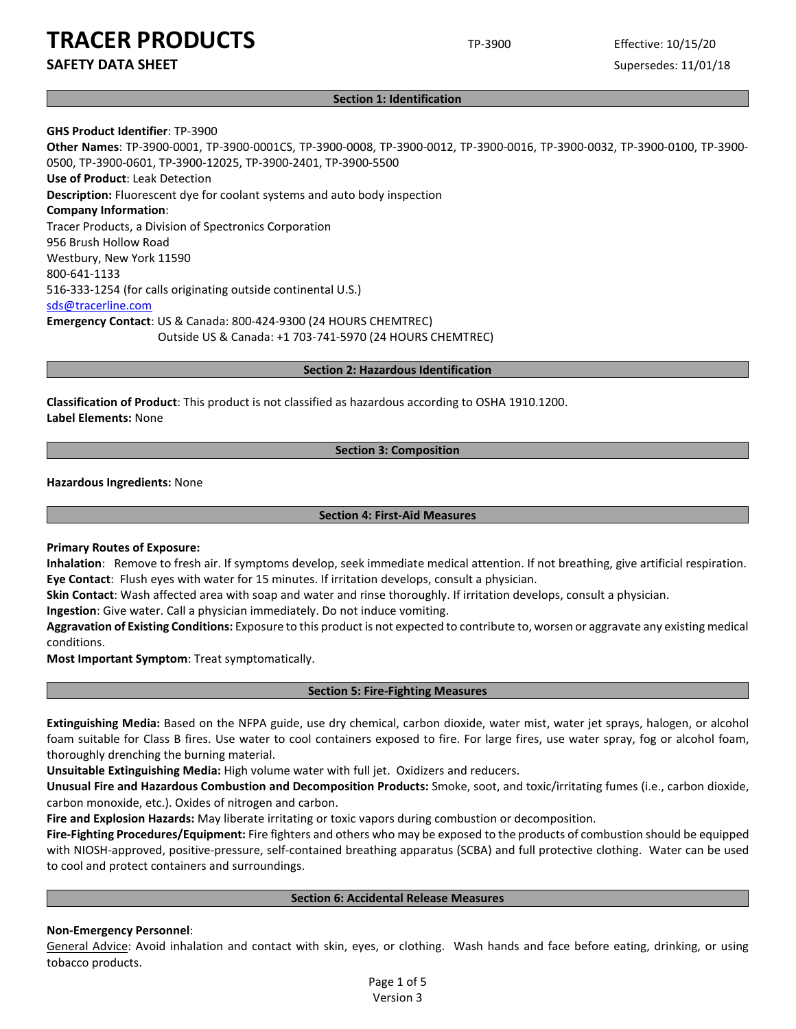# TRACER PRODUCTS

**SAFETY DATA SHEET**

TP-3900

Effective: 10/15/20

Supersedes: 11/01/18

## Section 1: Identification

**GHS Product Identifier**: TP-3900

**Other Names**: TP-3900-0001, TP-3900-0001CS, TP-3900-0008, TP-3900-0012, TP-3900-0016, TP-3900-0032, TP-3900-0100, TP-3900-0500, TP-3900-0601, TP-3900-12025, TP-3900-2401, TP-3900-5500

**Use of Product**: Leak Detection

**Description:** Fluorescent dye for coolant systems and auto body inspection

**Company Information**:

Tracer Products, a Division of Spectronics Corporation
956 Brush Hollow Road
Westbury, New York 11590
800-641-1133
516-333-1254 (for calls originating outside continental U.S.)
sds@tracerline.com

**Emergency Contact**: US & Canada: 800-424-9300 (24 HOURS CHEMTREC)
Outside US & Canada: +1 703-741-5970 (24 HOURS CHEMTREC)

## Section 2: Hazardous Identification

**Classification of Product**: This product is not classified as hazardous according to OSHA 1910.1200.

**Label Elements:** None

## Section 3: Composition

**Hazardous Ingredients:** None

## Section 4: First-Aid Measures

**Primary Routes of Exposure:**

**Inhalation**: Remove to fresh air. If symptoms develop, seek immediate medical attention. If not breathing, give artificial respiration.

**Eye Contact**: Flush eyes with water for 15 minutes. If irritation develops, consult a physician.

**Skin Contact**: Wash affected area with soap and water and rinse thoroughly. If irritation develops, consult a physician.

**Ingestion**: Give water. Call a physician immediately. Do not induce vomiting.

**Aggravation of Existing Conditions:** Exposure to this product is not expected to contribute to, worsen or aggravate any existing medical conditions.

**Most Important Symptom**: Treat symptomatically.

## Section 5: Fire-Fighting Measures

**Extinguishing Media:** Based on the NFPA guide, use dry chemical, carbon dioxide, water mist, water jet sprays, halogen, or alcohol foam suitable for Class B fires. Use water to cool containers exposed to fire. For large fires, use water spray, fog or alcohol foam, thoroughly drenching the burning material.

**Unsuitable Extinguishing Media:** High volume water with full jet. Oxidizers and reducers.

**Unusual Fire and Hazardous Combustion and Decomposition Products:** Smoke, soot, and toxic/irritating fumes (i.e., carbon dioxide, carbon monoxide, etc.). Oxides of nitrogen and carbon.

**Fire and Explosion Hazards:** May liberate irritating or toxic vapors during combustion or decomposition.

**Fire-Fighting Procedures/Equipment:** Fire fighters and others who may be exposed to the products of combustion should be equipped with NIOSH-approved, positive-pressure, self-contained breathing apparatus (SCBA) and full protective clothing. Water can be used to cool and protect containers and surroundings.

## Section 6: Accidental Release Measures

**Non-Emergency Personnel**:

General Advice: Avoid inhalation and contact with skin, eyes, or clothing. Wash hands and face before eating, drinking, or using tobacco products.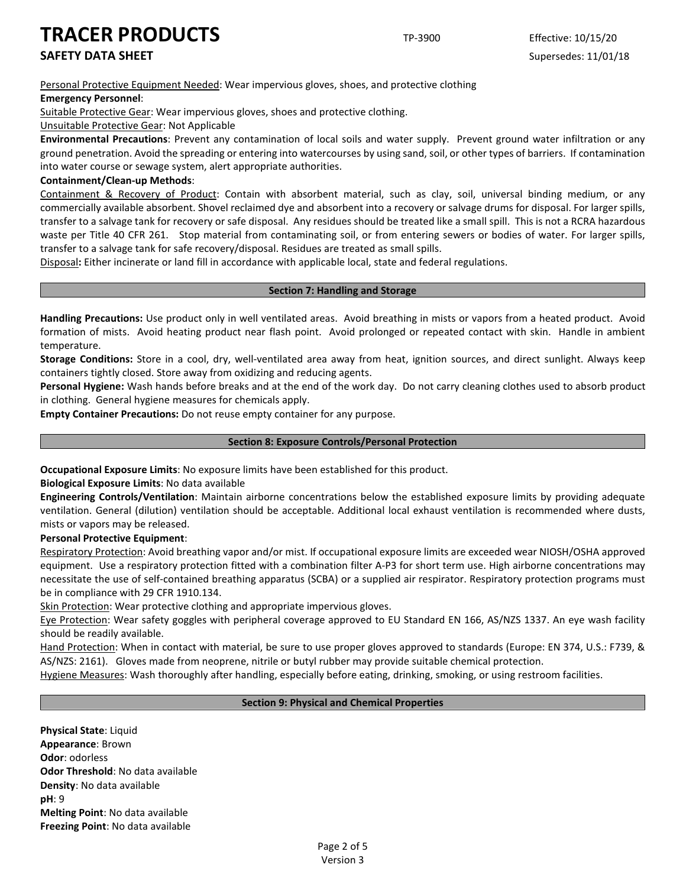Personal Protective Equipment Needed: Wear impervious gloves, shoes, and protective clothing

**Emergency Personnel**:

Suitable Protective Gear: Wear impervious gloves, shoes and protective clothing.

Unsuitable Protective Gear: Not Applicable

**Environmental Precautions**: Prevent any contamination of local soils and water supply. Prevent ground water infiltration or any ground penetration. Avoid the spreading or entering into watercourses by using sand, soil, or other types of barriers. If contamination into water course or sewage system, alert appropriate authorities.

**Containment/Clean-up Methods**:

Containment & Recovery of Product: Contain with absorbent material, such as clay, soil, universal binding medium, or any commercially available absorbent. Shovel reclaimed dye and absorbent into a recovery or salvage drums for disposal. For larger spills, transfer to a salvage tank for recovery or safe disposal. Any residues should be treated like a small spill. This is not a RCRA hazardous waste per Title 40 CFR 261. Stop material from contaminating soil, or from entering sewers or bodies of water. For larger spills, transfer to a salvage tank for safe recovery/disposal. Residues are treated as small spills.

Disposal**:** Either incinerate or land fill in accordance with applicable local, state and federal regulations.

## Section 7: Handling and Storage

**Handling Precautions:** Use product only in well ventilated areas. Avoid breathing in mists or vapors from a heated product. Avoid formation of mists. Avoid heating product near flash point. Avoid prolonged or repeated contact with skin. Handle in ambient temperature.

**Storage Conditions:** Store in a cool, dry, well-ventilated area away from heat, ignition sources, and direct sunlight. Always keep containers tightly closed. Store away from oxidizing and reducing agents.

**Personal Hygiene:** Wash hands before breaks and at the end of the work day. Do not carry cleaning clothes used to absorb product in clothing. General hygiene measures for chemicals apply.

**Empty Container Precautions:** Do not reuse empty container for any purpose.

## Section 8: Exposure Controls/Personal Protection

**Occupational Exposure Limits**: No exposure limits have been established for this product.

**Biological Exposure Limits**: No data available

**Engineering Controls/Ventilation**: Maintain airborne concentrations below the established exposure limits by providing adequate ventilation. General (dilution) ventilation should be acceptable. Additional local exhaust ventilation is recommended where dusts, mists or vapors may be released.

**Personal Protective Equipment**:

Respiratory Protection: Avoid breathing vapor and/or mist. If occupational exposure limits are exceeded wear NIOSH/OSHA approved equipment. Use a respiratory protection fitted with a combination filter A-P3 for short term use. High airborne concentrations may necessitate the use of self-contained breathing apparatus (SCBA) or a supplied air respirator. Respiratory protection programs must be in compliance with 29 CFR 1910.134.

Skin Protection: Wear protective clothing and appropriate impervious gloves.

Eye Protection: Wear safety goggles with peripheral coverage approved to EU Standard EN 166, AS/NZS 1337. An eye wash facility should be readily available.

Hand Protection: When in contact with material, be sure to use proper gloves approved to standards (Europe: EN 374, U.S.: F739, & AS/NZS: 2161). Gloves made from neoprene, nitrile or butyl rubber may provide suitable chemical protection.

Hygiene Measures: Wash thoroughly after handling, especially before eating, drinking, smoking, or using restroom facilities.

## Section 9: Physical and Chemical Properties

**Physical State**: Liquid

**Appearance**: Brown

**Odor**: odorless

**Odor Threshold**: No data available

**Density**: No data available

**pH**: 9

**Melting Point**: No data available

**Freezing Point**: No data available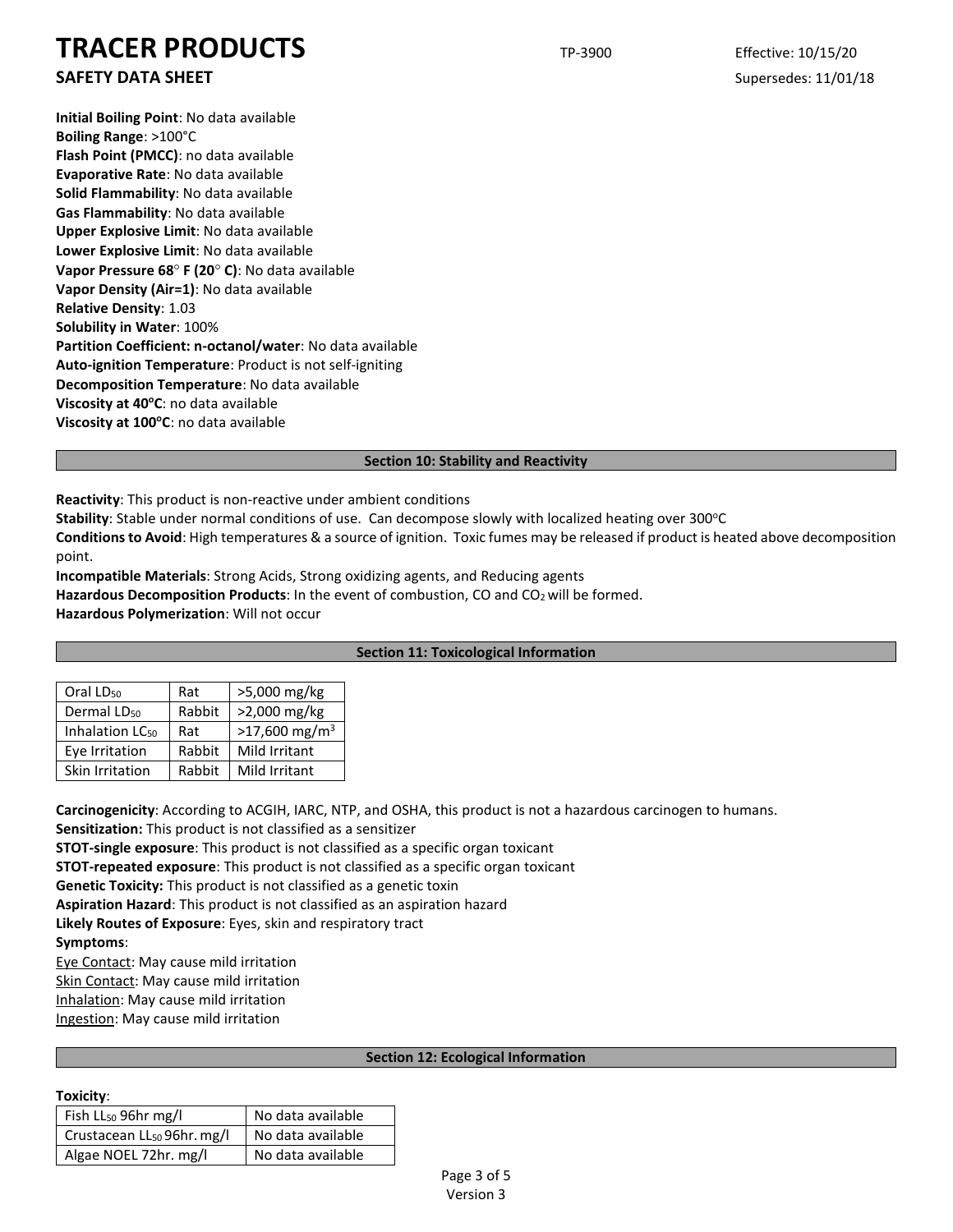**Initial Boiling Point**: No data available
**Boiling Range**: >100°C
**Flash Point (PMCC)**: no data available
**Evaporative Rate**: No data available
**Solid Flammability**: No data available
**Gas Flammability**: No data available
**Upper Explosive Limit**: No data available
**Lower Explosive Limit**: No data available
**Vapor Pressure 68° F (20° C)**: No data available
**Vapor Density (Air=1)**: No data available
**Relative Density**: 1.03
**Solubility in Water**: 100%
**Partition Coefficient: n-octanol/water**: No data available
**Auto-ignition Temperature**: Product is not self-igniting
**Decomposition Temperature**: No data available
**Viscosity at 40°C**: no data available
**Viscosity at 100°C**: no data available

## Section 10: Stability and Reactivity

**Reactivity**: This product is non-reactive under ambient conditions
**Stability**: Stable under normal conditions of use. Can decompose slowly with localized heating over 300°C
**Conditions to Avoid**: High temperatures & a source of ignition. Toxic fumes may be released if product is heated above decomposition point.
**Incompatible Materials**: Strong Acids, Strong oxidizing agents, and Reducing agents
**Hazardous Decomposition Products**: In the event of combustion, CO and $CO_2$ will be formed.
**Hazardous Polymerization**: Will not occur

## Section 11: Toxicological Information

| | | |
|---|---|---|
| Oral $LD_{50}$ | Rat | >5,000 mg/kg |
| Dermal $LD_{50}$ | Rabbit | >2,000 mg/kg |
| Inhalation $LC_{50}$ | Rat | >17,600 $mg/m^3$ |
| Eye Irritation | Rabbit | Mild Irritant |
| Skin Irritation | Rabbit | Mild Irritant |

**Carcinogenicity**: According to ACGIH, IARC, NTP, and OSHA, this product is not a hazardous carcinogen to humans.
**Sensitization:** This product is not classified as a sensitizer
**STOT-single exposure**: This product is not classified as a specific organ toxicant
**STOT-repeated exposure**: This product is not classified as a specific organ toxicant
**Genetic Toxicity:** This product is not classified as a genetic toxin
**Aspiration Hazard**: This product is not classified as an aspiration hazard
**Likely Routes of Exposure**: Eyes, skin and respiratory tract
**Symptoms**:
Eye Contact: May cause mild irritation
Skin Contact: May cause mild irritation
Inhalation: May cause mild irritation
Ingestion: May cause mild irritation

## Section 12: Ecological Information

**Toxicity**:

| | |
|---|---|
| Fish $LL_{50}$ 96hr mg/l | No data available |
| Crustacean $LL_{50}$ 96hr. mg/l | No data available |
| Algae NOEL 72hr. mg/l | No data available |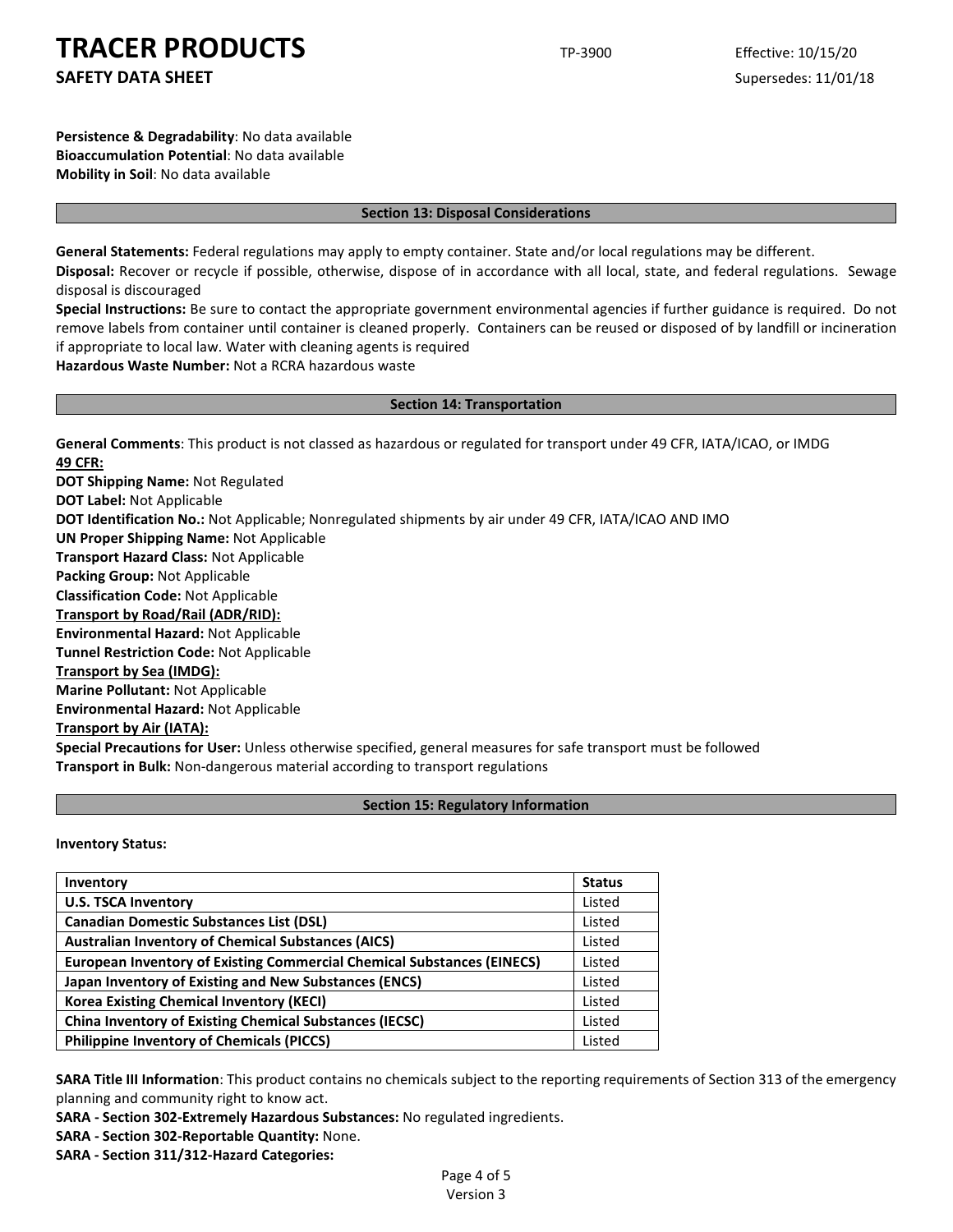**Persistence & Degradability**: No data available
**Bioaccumulation Potential**: No data available
**Mobility in Soil**: No data available

## Section 13: Disposal Considerations

**General Statements:** Federal regulations may apply to empty container. State and/or local regulations may be different.
**Disposal:** Recover or recycle if possible, otherwise, dispose of in accordance with all local, state, and federal regulations. Sewage disposal is discouraged
**Special Instructions:** Be sure to contact the appropriate government environmental agencies if further guidance is required. Do not remove labels from container until container is cleaned properly. Containers can be reused or disposed of by landfill or incineration if appropriate to local law. Water with cleaning agents is required
**Hazardous Waste Number:** Not a RCRA hazardous waste

## Section 14: Transportation

**General Comments**: This product is not classed as hazardous or regulated for transport under 49 CFR, IATA/ICAO, or IMDG
**49 CFR:**
**DOT Shipping Name:** Not Regulated
**DOT Label:** Not Applicable
**DOT Identification No.:** Not Applicable; Nonregulated shipments by air under 49 CFR, IATA/ICAO AND IMO
**UN Proper Shipping Name:** Not Applicable
**Transport Hazard Class:** Not Applicable
**Packing Group:** Not Applicable
**Classification Code:** Not Applicable
**Transport by Road/Rail (ADR/RID):**
**Environmental Hazard:** Not Applicable
**Tunnel Restriction Code:** Not Applicable
**Transport by Sea (IMDG):**
**Marine Pollutant:** Not Applicable
**Environmental Hazard:** Not Applicable
**Transport by Air (IATA):**
**Special Precautions for User:** Unless otherwise specified, general measures for safe transport must be followed
**Transport in Bulk:** Non-dangerous material according to transport regulations

## Section 15: Regulatory Information

**Inventory Status:**

| Inventory | Status |
|---|---|
| **U.S. TSCA Inventory** | Listed |
| **Canadian Domestic Substances List (DSL)** | Listed |
| **Australian Inventory of Chemical Substances (AICS)** | Listed |
| **European Inventory of Existing Commercial Chemical Substances (EINECS)** | Listed |
| **Japan Inventory of Existing and New Substances (ENCS)** | Listed |
| **Korea Existing Chemical Inventory (KECI)** | Listed |
| **China Inventory of Existing Chemical Substances (IECSC)** | Listed |
| **Philippine Inventory of Chemicals (PICCS)** | Listed |

**SARA Title III Information**: This product contains no chemicals subject to the reporting requirements of Section 313 of the emergency planning and community right to know act.
**SARA - Section 302-Extremely Hazardous Substances:** No regulated ingredients.
**SARA - Section 302-Reportable Quantity:** None.
**SARA - Section 311/312-Hazard Categories:**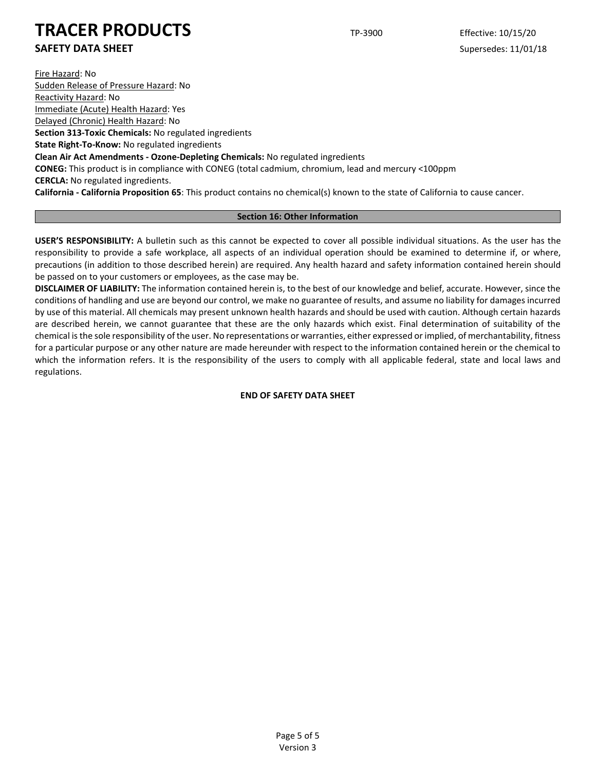Fire Hazard: No
Sudden Release of Pressure Hazard: No
Reactivity Hazard: No
Immediate (Acute) Health Hazard: Yes
Delayed (Chronic) Health Hazard: No
**Section 313-Toxic Chemicals:** No regulated ingredients
**State Right-To-Know:** No regulated ingredients
**Clean Air Act Amendments - Ozone-Depleting Chemicals:** No regulated ingredients
**CONEG:** This product is in compliance with CONEG (total cadmium, chromium, lead and mercury <100ppm
**CERCLA:** No regulated ingredients.
**California - California Proposition 65**: This product contains no chemical(s) known to the state of California to cause cancer.

## Section 16: Other Information

**USER'S RESPONSIBILITY:** A bulletin such as this cannot be expected to cover all possible individual situations. As the user has the responsibility to provide a safe workplace, all aspects of an individual operation should be examined to determine if, or where, precautions (in addition to those described herein) are required. Any health hazard and safety information contained herein should be passed on to your customers or employees, as the case may be.
**DISCLAIMER OF LIABILITY:** The information contained herein is, to the best of our knowledge and belief, accurate. However, since the conditions of handling and use are beyond our control, we make no guarantee of results, and assume no liability for damages incurred by use of this material. All chemicals may present unknown health hazards and should be used with caution. Although certain hazards are described herein, we cannot guarantee that these are the only hazards which exist. Final determination of suitability of the chemical is the sole responsibility of the user. No representations or warranties, either expressed or implied, of merchantability, fitness for a particular purpose or any other nature are made hereunder with respect to the information contained herein or the chemical to which the information refers. It is the responsibility of the users to comply with all applicable federal, state and local laws and regulations.

**END OF SAFETY DATA SHEET**